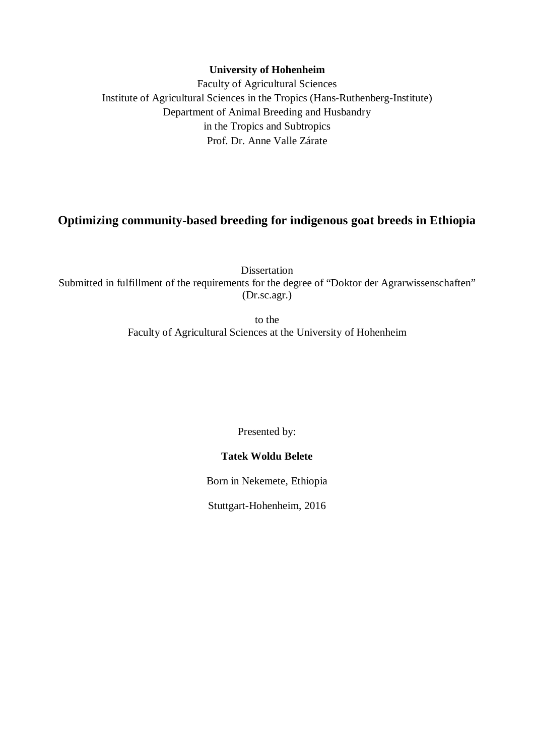**University of Hohenheim**

Faculty of Agricultural Sciences

Institute of Agricultural Sciences in the Tropics (Hans-Ruthenberg-Institute)

Department of Animal Breeding and Husbandry

in the Tropics and Subtropics

Prof. Dr. Anne Valle Zárate

# Optimizing community-based breeding for indigenous goat breeds in Ethiopia

Dissertation

Submitted in fulfillment of the requirements for the degree of "Doktor der Agrarwissenschaften" (Dr.sc.agr.)

to the

Faculty of Agricultural Sciences at the University of Hohenheim

Presented by:

**Tatek Woldu Belete**

Born in Nekemete, Ethiopia

Stuttgart-Hohenheim, 2016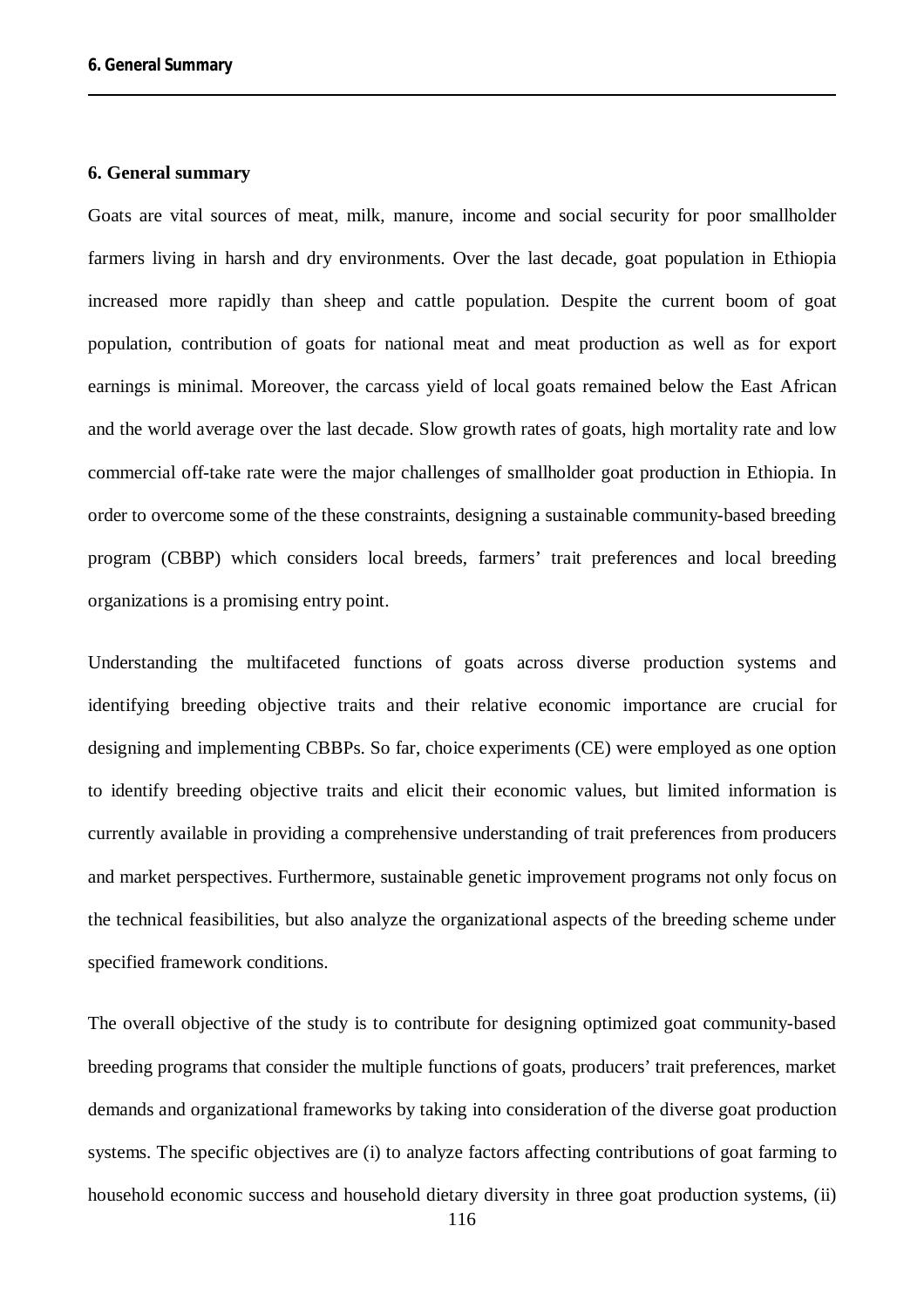## 6. General summary

Goats are vital sources of meat, milk, manure, income and social security for poor smallholder farmers living in harsh and dry environments. Over the last decade, goat population in Ethiopia increased more rapidly than sheep and cattle population. Despite the current boom of goat population, contribution of goats for national meat and meat production as well as for export earnings is minimal. Moreover, the carcass yield of local goats remained below the East African and the world average over the last decade. Slow growth rates of goats, high mortality rate and low commercial off-take rate were the major challenges of smallholder goat production in Ethiopia. In order to overcome some of the these constraints, designing a sustainable community-based breeding program (CBBP) which considers local breeds, farmers' trait preferences and local breeding organizations is a promising entry point.

Understanding the multifaceted functions of goats across diverse production systems and identifying breeding objective traits and their relative economic importance are crucial for designing and implementing CBBPs. So far, choice experiments (CE) were employed as one option to identify breeding objective traits and elicit their economic values, but limited information is currently available in providing a comprehensive understanding of trait preferences from producers and market perspectives. Furthermore, sustainable genetic improvement programs not only focus on the technical feasibilities, but also analyze the organizational aspects of the breeding scheme under specified framework conditions.

The overall objective of the study is to contribute for designing optimized goat community-based breeding programs that consider the multiple functions of goats, producers' trait preferences, market demands and organizational frameworks by taking into consideration of the diverse goat production systems. The specific objectives are (i) to analyze factors affecting contributions of goat farming to household economic success and household dietary diversity in three goat production systems, (ii)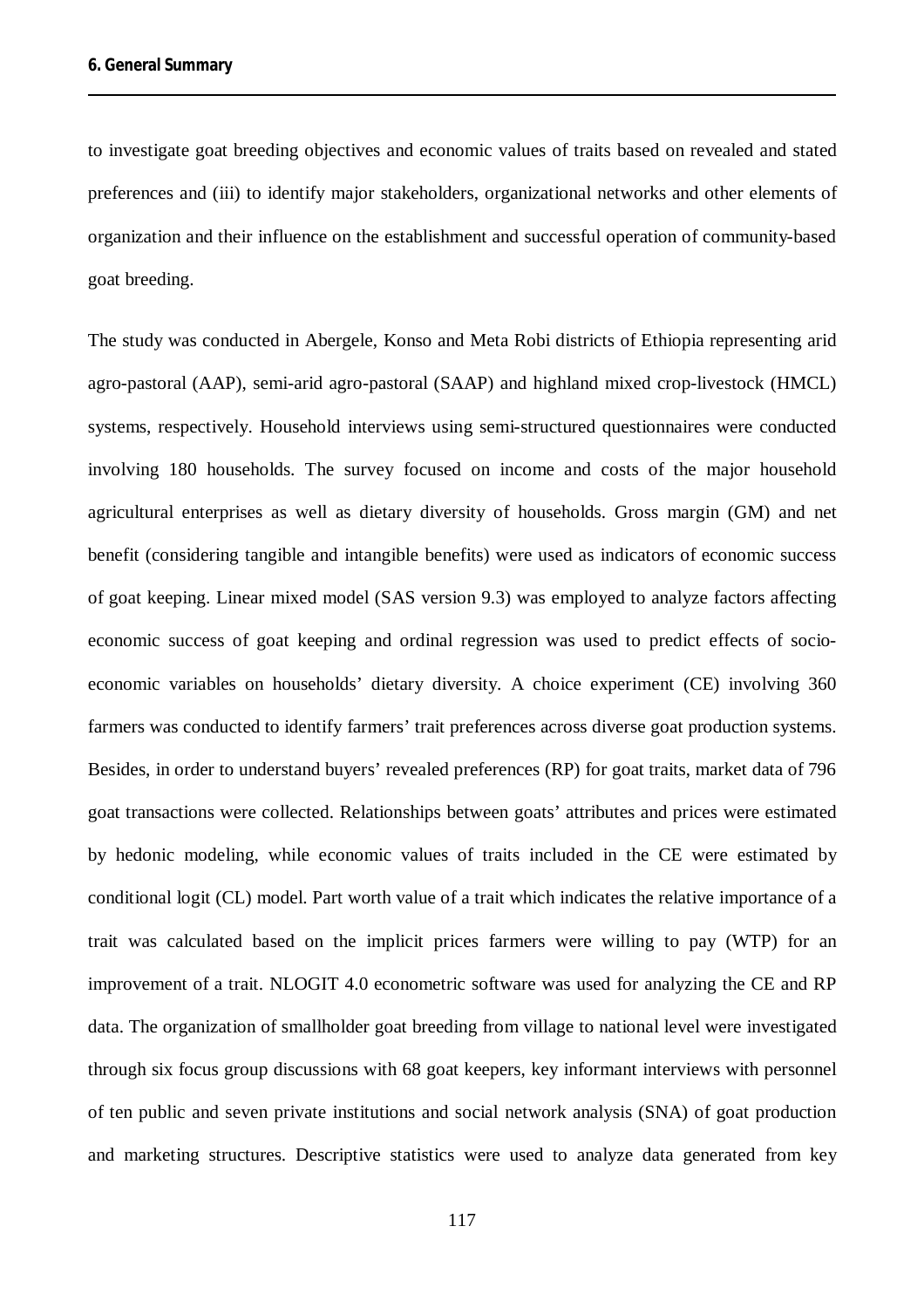to investigate goat breeding objectives and economic values of traits based on revealed and stated preferences and (iii) to identify major stakeholders, organizational networks and other elements of organization and their influence on the establishment and successful operation of community-based goat breeding.

The study was conducted in Abergele, Konso and Meta Robi districts of Ethiopia representing arid agro-pastoral (AAP), semi-arid agro-pastoral (SAAP) and highland mixed crop-livestock (HMCL) systems, respectively. Household interviews using semi-structured questionnaires were conducted involving 180 households. The survey focused on income and costs of the major household agricultural enterprises as well as dietary diversity of households. Gross margin (GM) and net benefit (considering tangible and intangible benefits) were used as indicators of economic success of goat keeping. Linear mixed model (SAS version 9.3) was employed to analyze factors affecting economic success of goat keeping and ordinal regression was used to predict effects of socio-economic variables on households' dietary diversity. A choice experiment (CE) involving 360 farmers was conducted to identify farmers' trait preferences across diverse goat production systems. Besides, in order to understand buyers' revealed preferences (RP) for goat traits, market data of 796 goat transactions were collected. Relationships between goats' attributes and prices were estimated by hedonic modeling, while economic values of traits included in the CE were estimated by conditional logit (CL) model. Part worth value of a trait which indicates the relative importance of a trait was calculated based on the implicit prices farmers were willing to pay (WTP) for an improvement of a trait. NLOGIT 4.0 econometric software was used for analyzing the CE and RP data. The organization of smallholder goat breeding from village to national level were investigated through six focus group discussions with 68 goat keepers, key informant interviews with personnel of ten public and seven private institutions and social network analysis (SNA) of goat production and marketing structures. Descriptive statistics were used to analyze data generated from key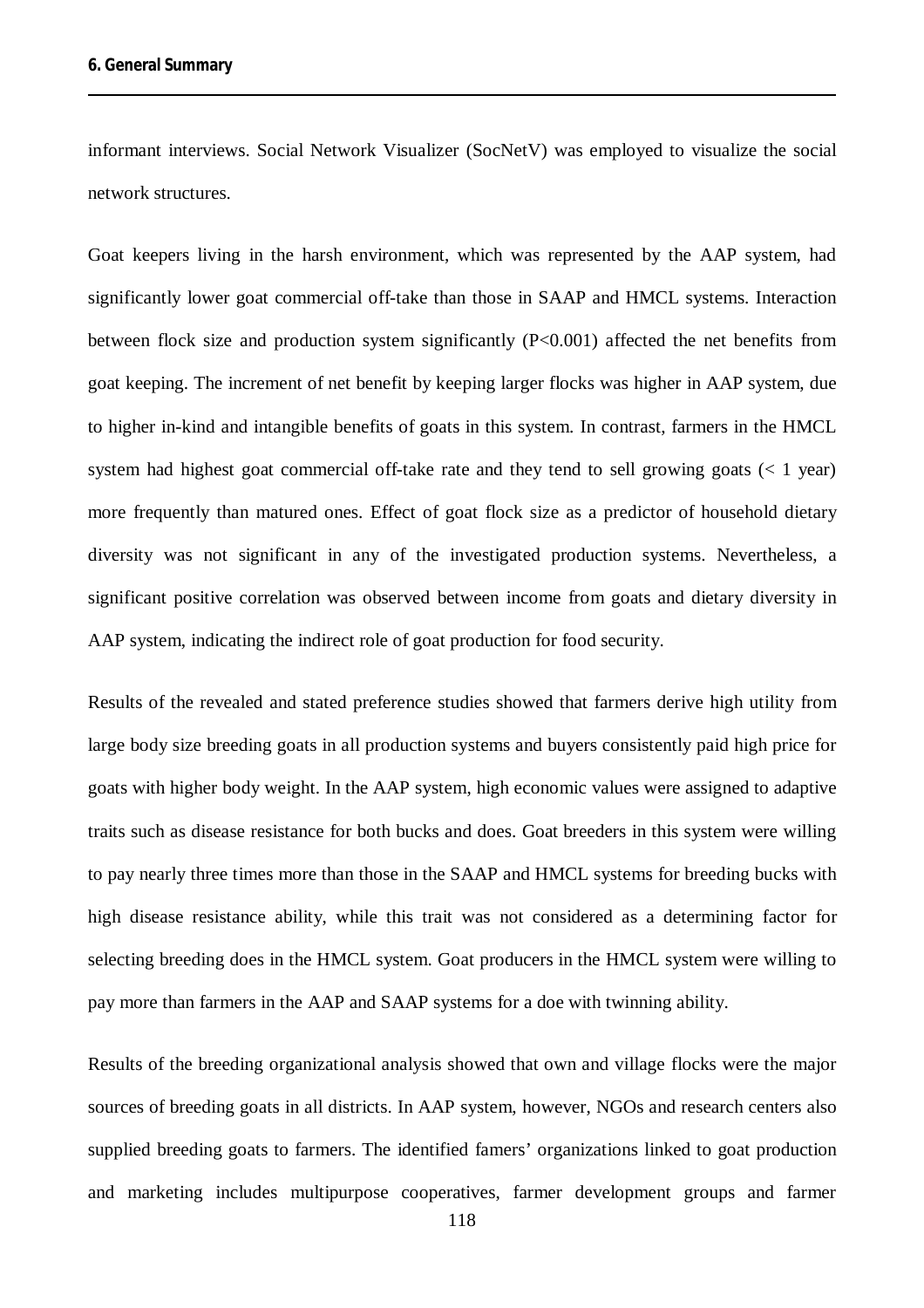informant interviews. Social Network Visualizer (SocNetV) was employed to visualize the social network structures.

Goat keepers living in the harsh environment, which was represented by the AAP system, had significantly lower goat commercial off-take than those in SAAP and HMCL systems. Interaction between flock size and production system significantly ($P<0.001$) affected the net benefits from goat keeping. The increment of net benefit by keeping larger flocks was higher in AAP system, due to higher in-kind and intangible benefits of goats in this system. In contrast, farmers in the HMCL system had highest goat commercial off-take rate and they tend to sell growing goats (< 1 year) more frequently than matured ones. Effect of goat flock size as a predictor of household dietary diversity was not significant in any of the investigated production systems. Nevertheless, a significant positive correlation was observed between income from goats and dietary diversity in AAP system, indicating the indirect role of goat production for food security.

Results of the revealed and stated preference studies showed that farmers derive high utility from large body size breeding goats in all production systems and buyers consistently paid high price for goats with higher body weight. In the AAP system, high economic values were assigned to adaptive traits such as disease resistance for both bucks and does. Goat breeders in this system were willing to pay nearly three times more than those in the SAAP and HMCL systems for breeding bucks with high disease resistance ability, while this trait was not considered as a determining factor for selecting breeding does in the HMCL system. Goat producers in the HMCL system were willing to pay more than farmers in the AAP and SAAP systems for a doe with twinning ability.

Results of the breeding organizational analysis showed that own and village flocks were the major sources of breeding goats in all districts. In AAP system, however, NGOs and research centers also supplied breeding goats to farmers. The identified famers' organizations linked to goat production and marketing includes multipurpose cooperatives, farmer development groups and farmer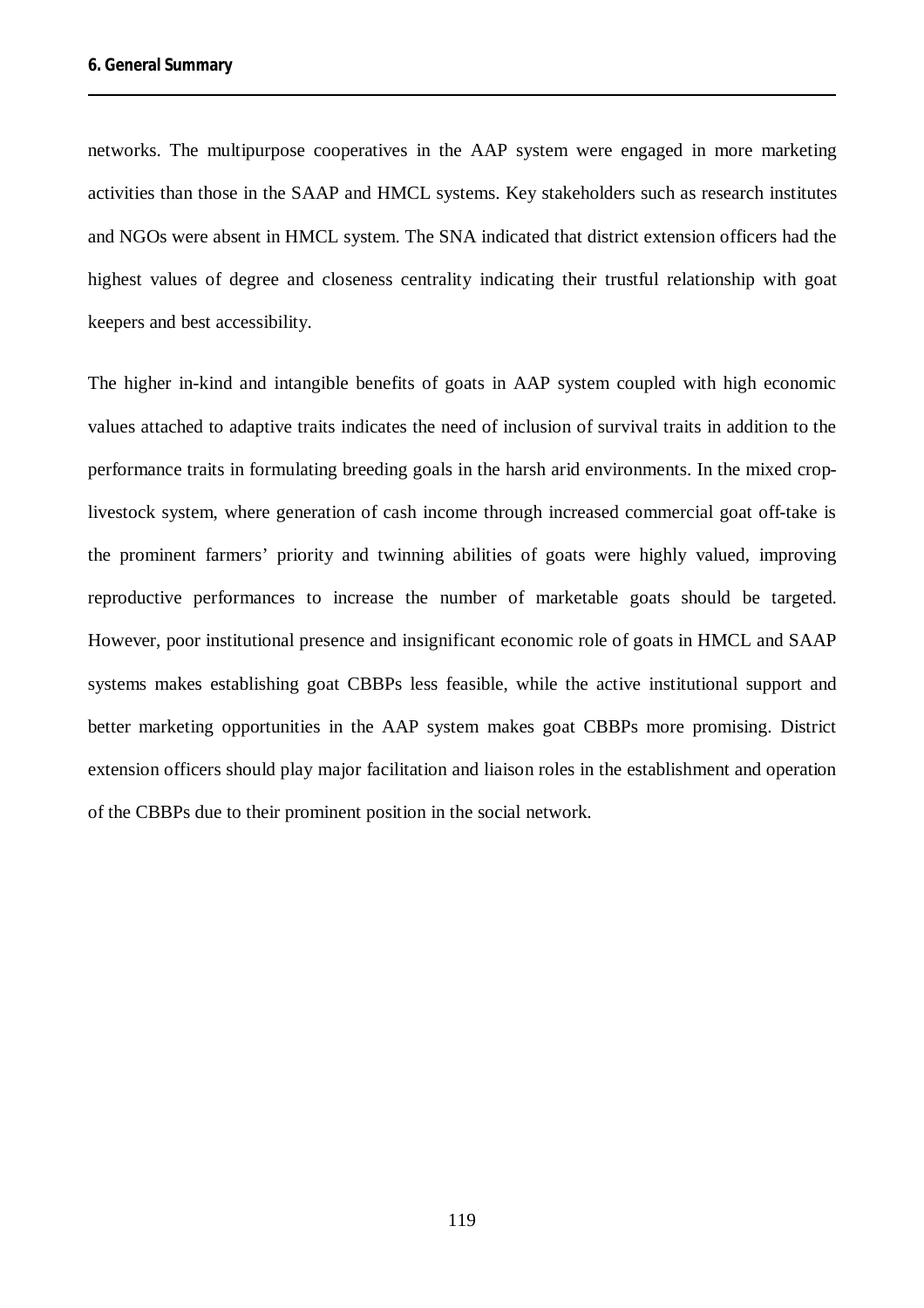networks. The multipurpose cooperatives in the AAP system were engaged in more marketing activities than those in the SAAP and HMCL systems. Key stakeholders such as research institutes and NGOs were absent in HMCL system. The SNA indicated that district extension officers had the highest values of degree and closeness centrality indicating their trustful relationship with goat keepers and best accessibility.

The higher in-kind and intangible benefits of goats in AAP system coupled with high economic values attached to adaptive traits indicates the need of inclusion of survival traits in addition to the performance traits in formulating breeding goals in the harsh arid environments. In the mixed crop-livestock system, where generation of cash income through increased commercial goat off-take is the prominent farmers' priority and twinning abilities of goats were highly valued, improving reproductive performances to increase the number of marketable goats should be targeted. However, poor institutional presence and insignificant economic role of goats in HMCL and SAAP systems makes establishing goat CBBPs less feasible, while the active institutional support and better marketing opportunities in the AAP system makes goat CBBPs more promising. District extension officers should play major facilitation and liaison roles in the establishment and operation of the CBBPs due to their prominent position in the social network.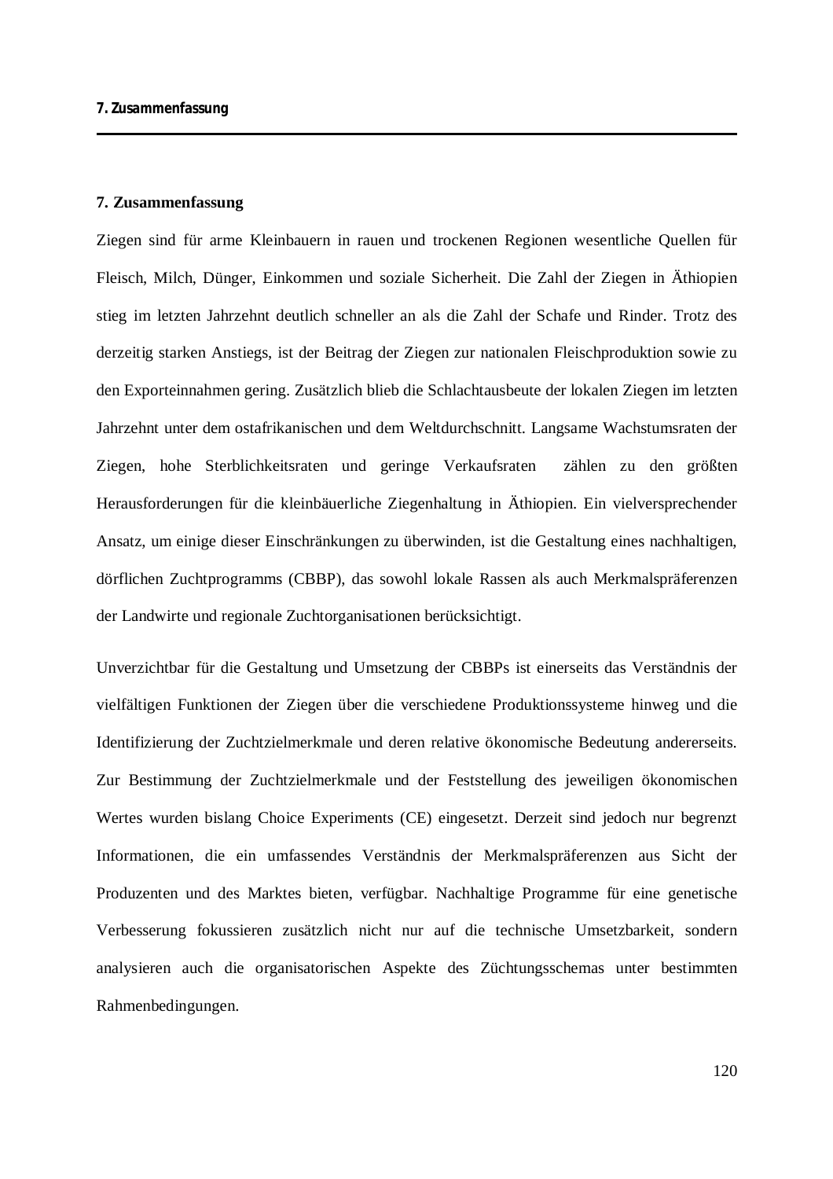# 7. Zusammenfassung

Ziegen sind für arme Kleinbauern in rauen und trockenen Regionen wesentliche Quellen für Fleisch, Milch, Dünger, Einkommen und soziale Sicherheit. Die Zahl der Ziegen in Äthiopien stieg im letzten Jahrzehnt deutlich schneller an als die Zahl der Schafe und Rinder. Trotz des derzeitig starken Anstiegs, ist der Beitrag der Ziegen zur nationalen Fleischproduktion sowie zu den Exporteinnahmen gering. Zusätzlich blieb die Schlachtausbeute der lokalen Ziegen im letzten Jahrzehnt unter dem ostafrikanischen und dem Weltdurchschnitt. Langsame Wachstumsraten der Ziegen, hohe Sterblichkeitsraten und geringe Verkaufsraten zählen zu den größten Herausforderungen für die kleinbäuerliche Ziegenhaltung in Äthiopien. Ein vielversprechender Ansatz, um einige dieser Einschränkungen zu überwinden, ist die Gestaltung eines nachhaltigen, dörflichen Zuchtprogramms (CBBP), das sowohl lokale Rassen als auch Merkmalspräferenzen der Landwirte und regionale Zuchtorganisationen berücksichtigt.

Unverzichtbar für die Gestaltung und Umsetzung der CBBPs ist einerseits das Verständnis der vielfältigen Funktionen der Ziegen über die verschiedene Produktionssysteme hinweg und die Identifizierung der Zuchtzielmerkmale und deren relative ökonomische Bedeutung andererseits. Zur Bestimmung der Zuchtzielmerkmale und der Feststellung des jeweiligen ökonomischen Wertes wurden bislang Choice Experiments (CE) eingesetzt. Derzeit sind jedoch nur begrenzt Informationen, die ein umfassendes Verständnis der Merkmalspräferenzen aus Sicht der Produzenten und des Marktes bieten, verfügbar. Nachhaltige Programme für eine genetische Verbesserung fokussieren zusätzlich nicht nur auf die technische Umsetzbarkeit, sondern analysieren auch die organisatorischen Aspekte des Züchtungsschemas unter bestimmten Rahmenbedingungen.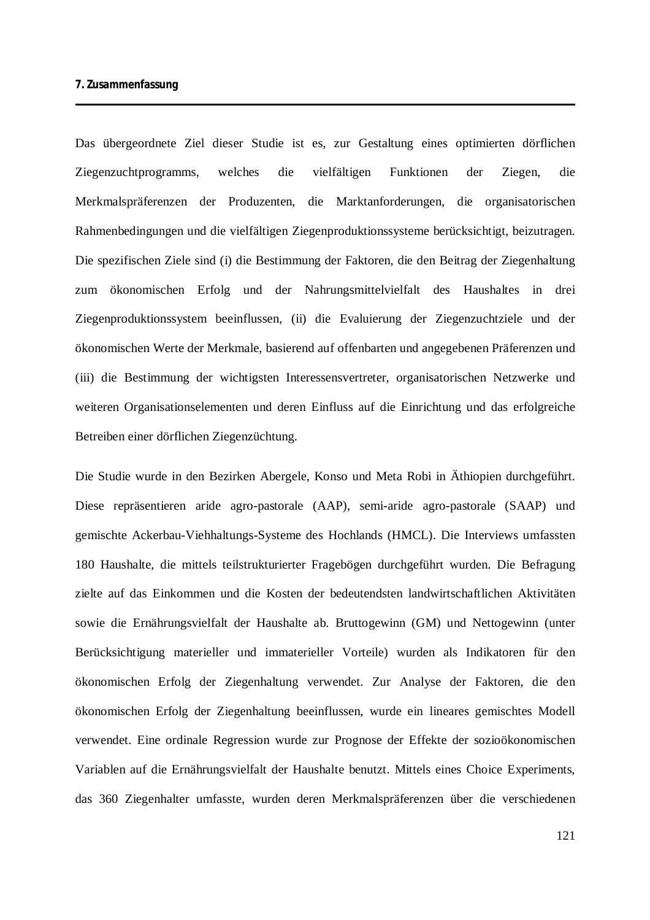# 7. Zusammenfassung

Das übergeordnete Ziel dieser Studie ist es, zur Gestaltung eines optimierten dörflichen Ziegenzuchtprogramms, welches die vielfältigen Funktionen der Ziegen, die Merkmalspräferenzen der Produzenten, die Marktanforderungen, die organisatorischen Rahmenbedingungen und die vielfältigen Ziegenproduktionssysteme berücksichtigt, beizutragen. Die spezifischen Ziele sind (i) die Bestimmung der Faktoren, die den Beitrag der Ziegenhaltung zum ökonomischen Erfolg und der Nahrungsmittelvielfalt des Haushaltes in drei Ziegenproduktionssystem beeinflussen, (ii) die Evaluierung der Ziegenzuchtziele und der ökonomischen Werte der Merkmale, basierend auf offenbarten und angegebenen Präferenzen und (iii) die Bestimmung der wichtigsten Interessensvertreter, organisatorischen Netzwerke und weiteren Organisationselementen und deren Einfluss auf die Einrichtung und das erfolgreiche Betreiben einer dörflichen Ziegenzüchtung.

Die Studie wurde in den Bezirken Abergele, Konso und Meta Robi in Äthiopien durchgeführt. Diese repräsentieren aride agro-pastorale (AAP), semi-aride agro-pastorale (SAAP) und gemischte Ackerbau-Viehhaltungs-Systeme des Hochlands (HMCL). Die Interviews umfassten 180 Haushalte, die mittels teilstrukturierter Fragebögen durchgeführt wurden. Die Befragung zielte auf das Einkommen und die Kosten der bedeutendsten landwirtschaftlichen Aktivitäten sowie die Ernährungsvielfalt der Haushalte ab. Bruttogewinn (GM) und Nettogewinn (unter Berücksichtigung materieller und immaterieller Vorteile) wurden als Indikatoren für den ökonomischen Erfolg der Ziegenhaltung verwendet. Zur Analyse der Faktoren, die den ökonomischen Erfolg der Ziegenhaltung beeinflussen, wurde ein lineares gemischtes Modell verwendet. Eine ordinale Regression wurde zur Prognose der Effekte der sozioökonomischen Variablen auf die Ernährungsvielfalt der Haushalte benutzt. Mittels eines Choice Experiments, das 360 Ziegenhalter umfasste, wurden deren Merkmalspräferenzen über die verschiedenen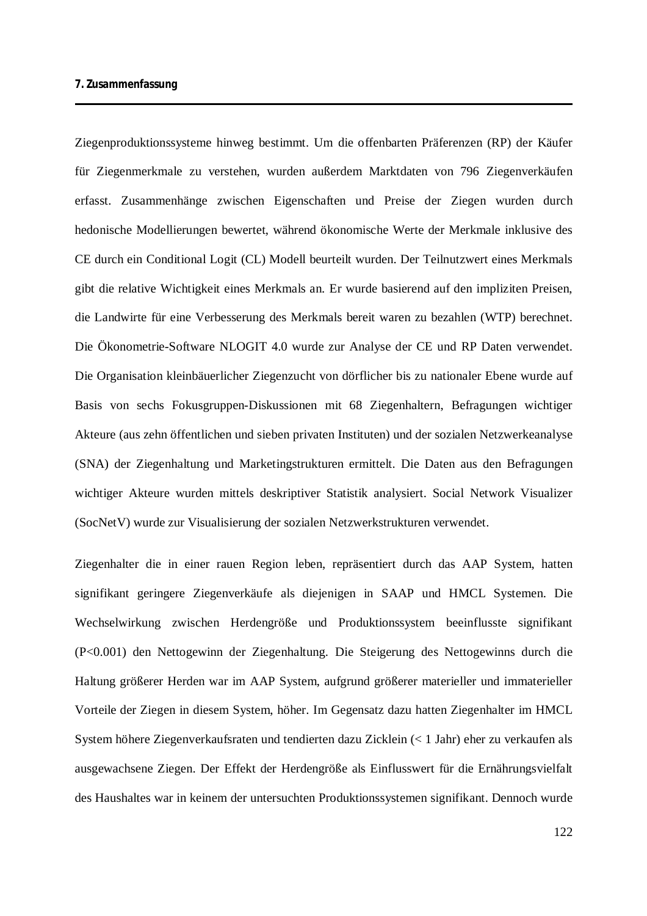Ziegenproduktionssysteme hinweg bestimmt. Um die offenbarten Präferenzen (RP) der Käufer für Ziegenmerkmale zu verstehen, wurden außerdem Marktdaten von 796 Ziegenverkäufen erfasst. Zusammenhänge zwischen Eigenschaften und Preise der Ziegen wurden durch hedonische Modellierungen bewertet, während ökonomische Werte der Merkmale inklusive des CE durch ein Conditional Logit (CL) Modell beurteilt wurden. Der Teilnutzwert eines Merkmals gibt die relative Wichtigkeit eines Merkmals an. Er wurde basierend auf den impliziten Preisen, die Landwirte für eine Verbesserung des Merkmals bereit waren zu bezahlen (WTP) berechnet. Die Ökonometrie-Software NLOGIT 4.0 wurde zur Analyse der CE und RP Daten verwendet. Die Organisation kleinbäuerlicher Ziegenzucht von dörflicher bis zu nationaler Ebene wurde auf Basis von sechs Fokusgruppen-Diskussionen mit 68 Ziegenhaltern, Befragungen wichtiger Akteure (aus zehn öffentlichen und sieben privaten Instituten) und der sozialen Netzwerkeanalyse (SNA) der Ziegenhaltung und Marketingstrukturen ermittelt. Die Daten aus den Befragungen wichtiger Akteure wurden mittels deskriptiver Statistik analysiert. Social Network Visualizer (SocNetV) wurde zur Visualisierung der sozialen Netzwerkstrukturen verwendet.

Ziegenhalter die in einer rauen Region leben, repräsentiert durch das AAP System, hatten signifikant geringere Ziegenverkäufe als diejenigen in SAAP und HMCL Systemen. Die Wechselwirkung zwischen Herdengröße und Produktionssystem beeinflusste signifikant ($P<0.001$) den Nettogewinn der Ziegenhaltung. Die Steigerung des Nettogewinns durch die Haltung größerer Herden war im AAP System, aufgrund größerer materieller und immaterieller Vorteile der Ziegen in diesem System, höher. Im Gegensatz dazu hatten Ziegenhalter im HMCL System höhere Ziegenverkaufsraten und tendierten dazu Zicklein (< 1 Jahr) eher zu verkaufen als ausgewachsene Ziegen. Der Effekt der Herdengröße als Einflusswert für die Ernährungsvielfalt des Haushaltes war in keinem der untersuchten Produktionssystemen signifikant. Dennoch wurde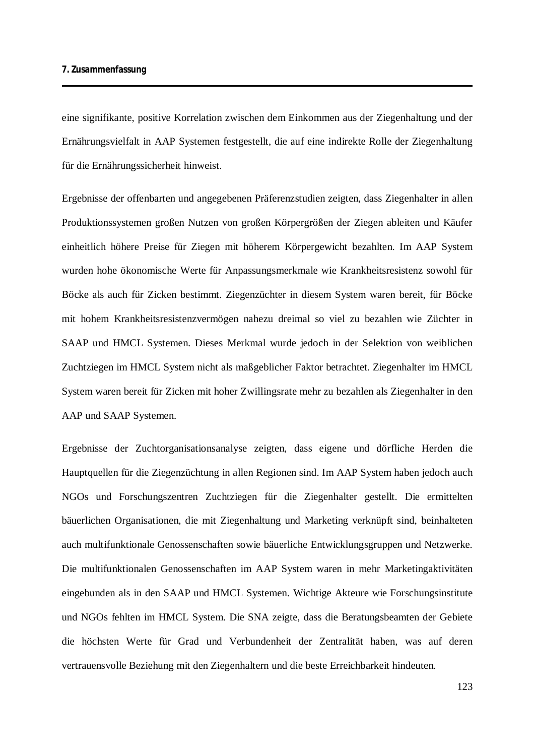eine signifikante, positive Korrelation zwischen dem Einkommen aus der Ziegenhaltung und der Ernährungsvielfalt in AAP Systemen festgestellt, die auf eine indirekte Rolle der Ziegenhaltung für die Ernährungssicherheit hinweist.

Ergebnisse der offenbarten und angegebenen Präferenzstudien zeigten, dass Ziegenhalter in allen Produktionssystemen großen Nutzen von großen Körpergrößen der Ziegen ableiten und Käufer einheitlich höhere Preise für Ziegen mit höherem Körpergewicht bezahlten. Im AAP System wurden hohe ökonomische Werte für Anpassungsmerkmale wie Krankheitsresistenz sowohl für Böcke als auch für Zicken bestimmt. Ziegenzüchter in diesem System waren bereit, für Böcke mit hohem Krankheitsresistenzvermögen nahezu dreimal so viel zu bezahlen wie Züchter in SAAP und HMCL Systemen. Dieses Merkmal wurde jedoch in der Selektion von weiblichen Zuchtziegen im HMCL System nicht als maßgeblicher Faktor betrachtet. Ziegenhalter im HMCL System waren bereit für Zicken mit hoher Zwillingsrate mehr zu bezahlen als Ziegenhalter in den AAP und SAAP Systemen.

Ergebnisse der Zuchtorganisationsanalyse zeigten, dass eigene und dörfliche Herden die Hauptquellen für die Ziegenzüchtung in allen Regionen sind. Im AAP System haben jedoch auch NGOs und Forschungszentren Zuchtziegen für die Ziegenhalter gestellt. Die ermittelten bäuerlichen Organisationen, die mit Ziegenhaltung und Marketing verknüpft sind, beinhalteten auch multifunktionale Genossenschaften sowie bäuerliche Entwicklungsgruppen und Netzwerke. Die multifunktionalen Genossenschaften im AAP System waren in mehr Marketingaktivitäten eingebunden als in den SAAP und HMCL Systemen. Wichtige Akteure wie Forschungsinstitute und NGOs fehlten im HMCL System. Die SNA zeigte, dass die Beratungsbeamten der Gebiete die höchsten Werte für Grad und Verbundenheit der Zentralität haben, was auf deren vertrauensvolle Beziehung mit den Ziegenhaltern und die beste Erreichbarkeit hindeuten.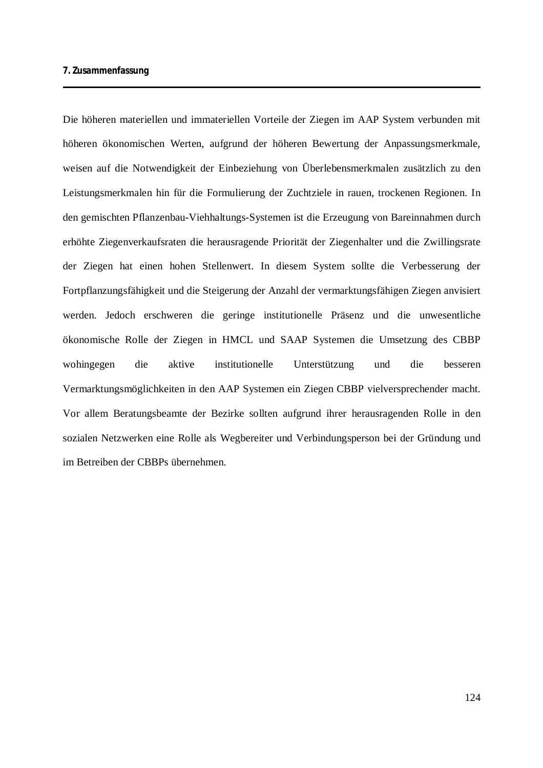## 7. Zusammenfassung

Die höheren materiellen und immateriellen Vorteile der Ziegen im AAP System verbunden mit höheren ökonomischen Werten, aufgrund der höheren Bewertung der Anpassungsmerkmale, weisen auf die Notwendigkeit der Einbeziehung von Überlebensmerkmalen zusätzlich zu den Leistungsmerkmalen hin für die Formulierung der Zuchtziele in rauen, trockenen Regionen. In den gemischten Pflanzenbau-Viehhaltungs-Systemen ist die Erzeugung von Bareinnahmen durch erhöhte Ziegenverkaufsraten die herausragende Priorität der Ziegenhalter und die Zwillingsrate der Ziegen hat einen hohen Stellenwert. In diesem System sollte die Verbesserung der Fortpflanzungsfähigkeit und die Steigerung der Anzahl der vermarktungsfähigen Ziegen anvisiert werden. Jedoch erschweren die geringe institutionelle Präsenz und die unwesentliche ökonomische Rolle der Ziegen in HMCL und SAAP Systemen die Umsetzung des CBBP wohingegen die aktive institutionelle Unterstützung und die besseren Vermarktungsmöglichkeiten in den AAP Systemen ein Ziegen CBBP vielversprechender macht. Vor allem Beratungsbeamte der Bezirke sollten aufgrund ihrer herausragenden Rolle in den sozialen Netzwerken eine Rolle als Wegbereiter und Verbindungsperson bei der Gründung und im Betreiben der CBBPs übernehmen.